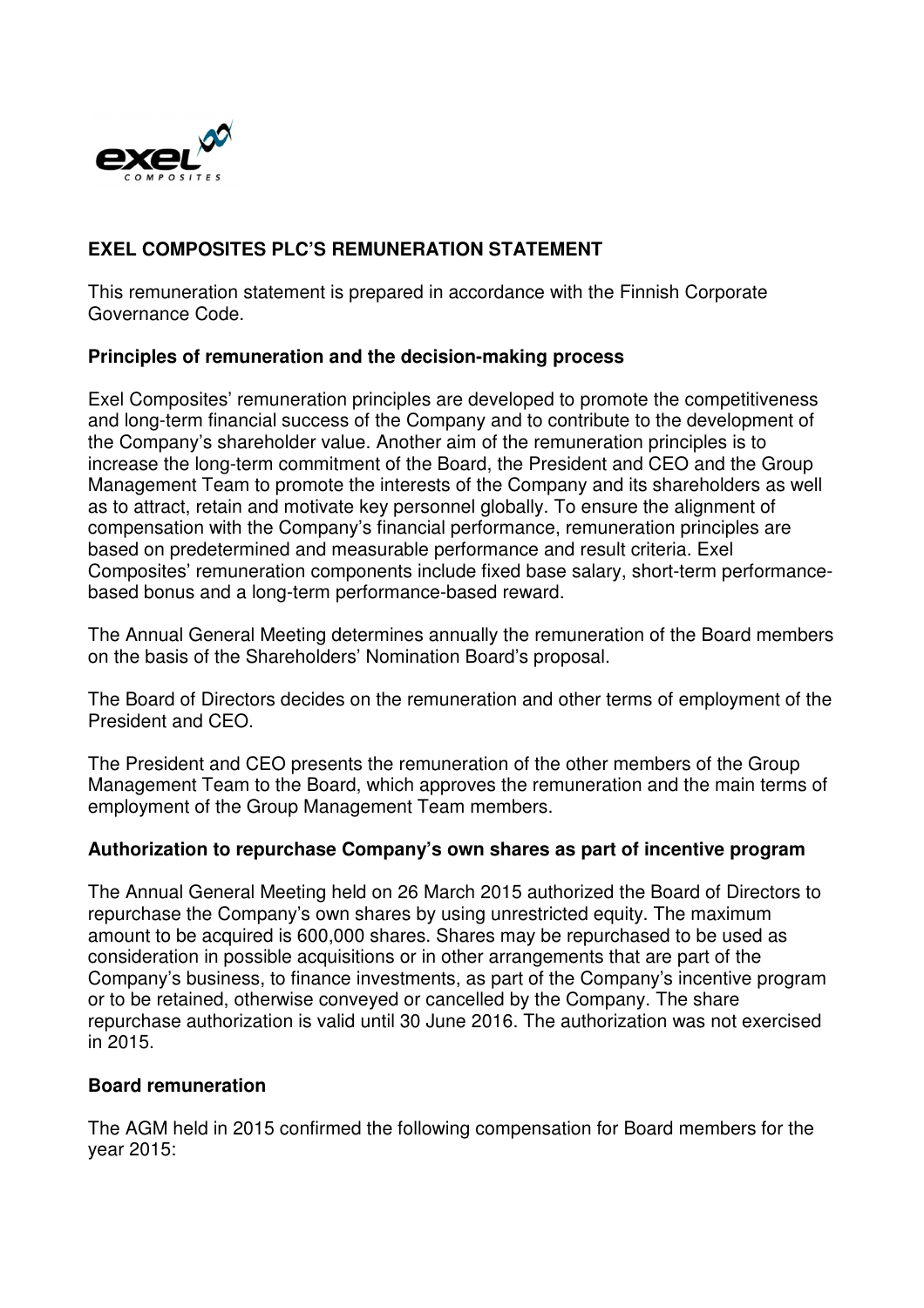# EXEL COMPOSITES PLC'S REMUNERATION STATEMENT

This remuneration statement is prepared in accordance with the Finnish Corporate Governance Code.

## Principles of remuneration and the decision-making process

Exel Composites' remuneration principles are developed to promote the competitiveness and long-term financial success of the Company and to contribute to the development of the Company's shareholder value. Another aim of the remuneration principles is to increase the long-term commitment of the Board, the President and CEO and the Group Management Team to promote the interests of the Company and its shareholders as well as to attract, retain and motivate key personnel globally. To ensure the alignment of compensation with the Company's financial performance, remuneration principles are based on predetermined and measurable performance and result criteria. Exel Composites' remuneration components include fixed base salary, short-term performance-based bonus and a long-term performance-based reward.

The Annual General Meeting determines annually the remuneration of the Board members on the basis of the Shareholders' Nomination Board's proposal.

The Board of Directors decides on the remuneration and other terms of employment of the President and CEO.

The President and CEO presents the remuneration of the other members of the Group Management Team to the Board, which approves the remuneration and the main terms of employment of the Group Management Team members.

## Authorization to repurchase Company's own shares as part of incentive program

The Annual General Meeting held on 26 March 2015 authorized the Board of Directors to repurchase the Company's own shares by using unrestricted equity. The maximum amount to be acquired is 600,000 shares. Shares may be repurchased to be used as consideration in possible acquisitions or in other arrangements that are part of the Company's business, to finance investments, as part of the Company's incentive program or to be retained, otherwise conveyed or cancelled by the Company. The share repurchase authorization is valid until 30 June 2016. The authorization was not exercised in 2015.

## Board remuneration

The AGM held in 2015 confirmed the following compensation for Board members for the year 2015: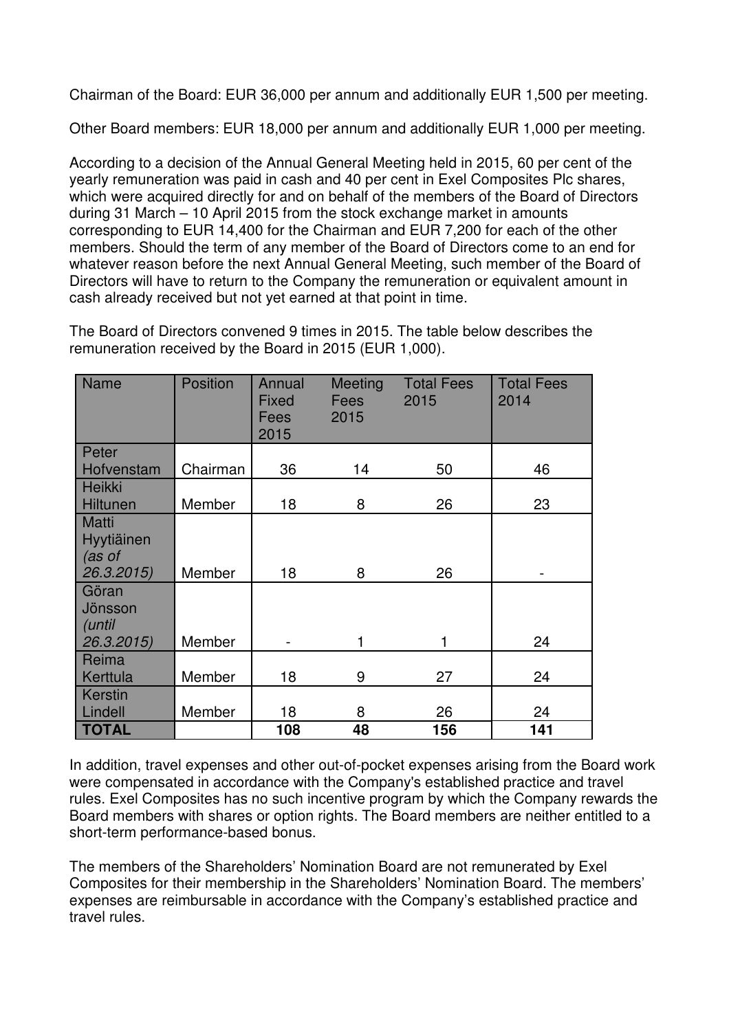Chairman of the Board: EUR 36,000 per annum and additionally EUR 1,500 per meeting.

Other Board members: EUR 18,000 per annum and additionally EUR 1,000 per meeting.

According to a decision of the Annual General Meeting held in 2015, 60 per cent of the yearly remuneration was paid in cash and 40 per cent in Exel Composites Plc shares, which were acquired directly for and on behalf of the members of the Board of Directors during 31 March – 10 April 2015 from the stock exchange market in amounts corresponding to EUR 14,400 for the Chairman and EUR 7,200 for each of the other members. Should the term of any member of the Board of Directors come to an end for whatever reason before the next Annual General Meeting, such member of the Board of Directors will have to return to the Company the remuneration or equivalent amount in cash already received but not yet earned at that point in time.

The Board of Directors convened 9 times in 2015. The table below describes the remuneration received by the Board in 2015 (EUR 1,000).

| Name | Position | Annual Fixed Fees 2015 | Meeting Fees 2015 | Total Fees 2015 | Total Fees 2014 |
|---|---|---|---|---|---|
| Peter Hofvenstam | Chairman | 36 | 14 | 50 | 46 |
| Heikki Hiltunen | Member | 18 | 8 | 26 | 23 |
| Matti Hyytiäinen *(as of 26.3.2015)* | Member | 18 | 8 | 26 | - |
| Göran Jönsson *(until 26.3.2015)* | Member | - | 1 | 1 | 24 |
| Reima Kerttula | Member | 18 | 9 | 27 | 24 |
| Kerstin Lindell | Member | 18 | 8 | 26 | 24 |
| **TOTAL** | | **108** | **48** | **156** | **141** |

In addition, travel expenses and other out-of-pocket expenses arising from the Board work were compensated in accordance with the Company's established practice and travel rules. Exel Composites has no such incentive program by which the Company rewards the Board members with shares or option rights. The Board members are neither entitled to a short-term performance-based bonus.

The members of the Shareholders' Nomination Board are not remunerated by Exel Composites for their membership in the Shareholders' Nomination Board. The members' expenses are reimbursable in accordance with the Company's established practice and travel rules.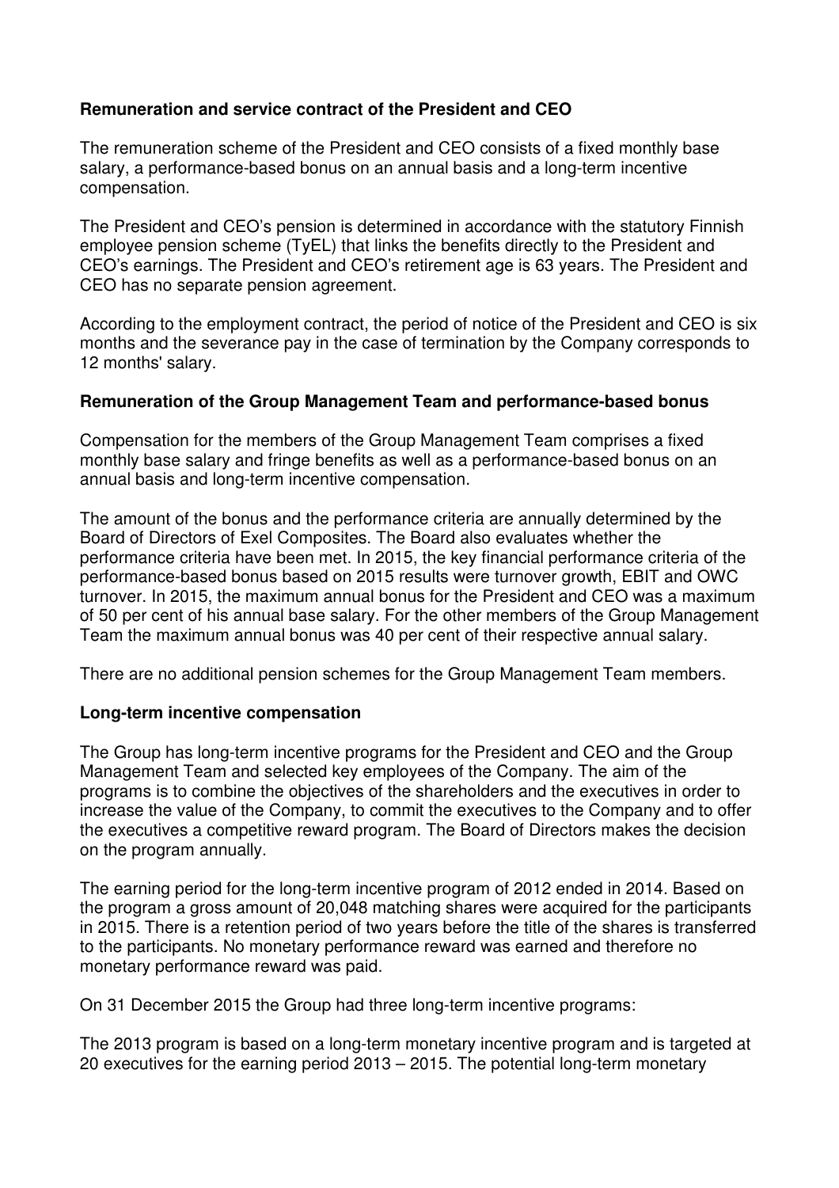**Remuneration and service contract of the President and CEO**

The remuneration scheme of the President and CEO consists of a fixed monthly base salary, a performance-based bonus on an annual basis and a long-term incentive compensation.

The President and CEO's pension is determined in accordance with the statutory Finnish employee pension scheme (TyEL) that links the benefits directly to the President and CEO's earnings. The President and CEO's retirement age is 63 years. The President and CEO has no separate pension agreement.

According to the employment contract, the period of notice of the President and CEO is six months and the severance pay in the case of termination by the Company corresponds to 12 months' salary.

**Remuneration of the Group Management Team and performance-based bonus**

Compensation for the members of the Group Management Team comprises a fixed monthly base salary and fringe benefits as well as a performance-based bonus on an annual basis and long-term incentive compensation.

The amount of the bonus and the performance criteria are annually determined by the Board of Directors of Exel Composites. The Board also evaluates whether the performance criteria have been met. In 2015, the key financial performance criteria of the performance-based bonus based on 2015 results were turnover growth, EBIT and OWC turnover. In 2015, the maximum annual bonus for the President and CEO was a maximum of 50 per cent of his annual base salary. For the other members of the Group Management Team the maximum annual bonus was 40 per cent of their respective annual salary.

There are no additional pension schemes for the Group Management Team members.

**Long-term incentive compensation**

The Group has long-term incentive programs for the President and CEO and the Group Management Team and selected key employees of the Company. The aim of the programs is to combine the objectives of the shareholders and the executives in order to increase the value of the Company, to commit the executives to the Company and to offer the executives a competitive reward program. The Board of Directors makes the decision on the program annually.

The earning period for the long-term incentive program of 2012 ended in 2014. Based on the program a gross amount of 20,048 matching shares were acquired for the participants in 2015. There is a retention period of two years before the title of the shares is transferred to the participants. No monetary performance reward was earned and therefore no monetary performance reward was paid.

On 31 December 2015 the Group had three long-term incentive programs:

The 2013 program is based on a long-term monetary incentive program and is targeted at 20 executives for the earning period 2013 – 2015. The potential long-term monetary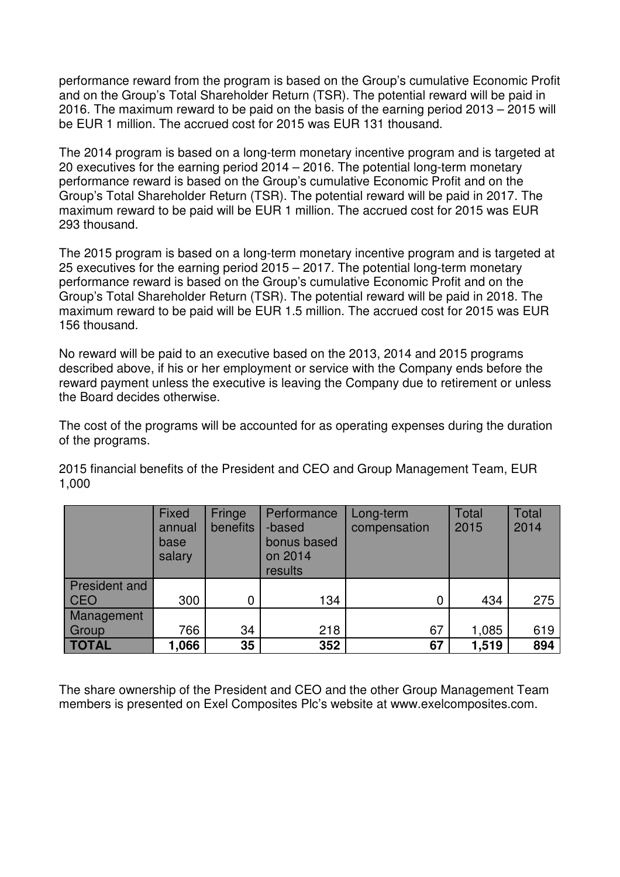performance reward from the program is based on the Group's cumulative Economic Profit and on the Group's Total Shareholder Return (TSR). The potential reward will be paid in 2016. The maximum reward to be paid on the basis of the earning period 2013 – 2015 will be EUR 1 million. The accrued cost for 2015 was EUR 131 thousand.

The 2014 program is based on a long-term monetary incentive program and is targeted at 20 executives for the earning period 2014 – 2016. The potential long-term monetary performance reward is based on the Group's cumulative Economic Profit and on the Group's Total Shareholder Return (TSR). The potential reward will be paid in 2017. The maximum reward to be paid will be EUR 1 million. The accrued cost for 2015 was EUR 293 thousand.

The 2015 program is based on a long-term monetary incentive program and is targeted at 25 executives for the earning period 2015 – 2017. The potential long-term monetary performance reward is based on the Group's cumulative Economic Profit and on the Group's Total Shareholder Return (TSR). The potential reward will be paid in 2018. The maximum reward to be paid will be EUR 1.5 million. The accrued cost for 2015 was EUR 156 thousand.

No reward will be paid to an executive based on the 2013, 2014 and 2015 programs described above, if his or her employment or service with the Company ends before the reward payment unless the executive is leaving the Company due to retirement or unless the Board decides otherwise.

The cost of the programs will be accounted for as operating expenses during the duration of the programs.

2015 financial benefits of the President and CEO and Group Management Team, EUR 1,000

| | Fixed annual base salary | Fringe benefits | Performance-based bonus based on 2014 results | Long-term compensation | Total 2015 | Total 2014 |
|---|---|---|---|---|---|---|
| President and CEO | 300 | 0 | 134 | 0 | 434 | 275 |
| Management Group | 766 | 34 | 218 | 67 | 1,085 | 619 |
| **TOTAL** | **1,066** | **35** | **352** | **67** | **1,519** | **894** |

The share ownership of the President and CEO and the other Group Management Team members is presented on Exel Composites Plc's website at www.exelcomposites.com.